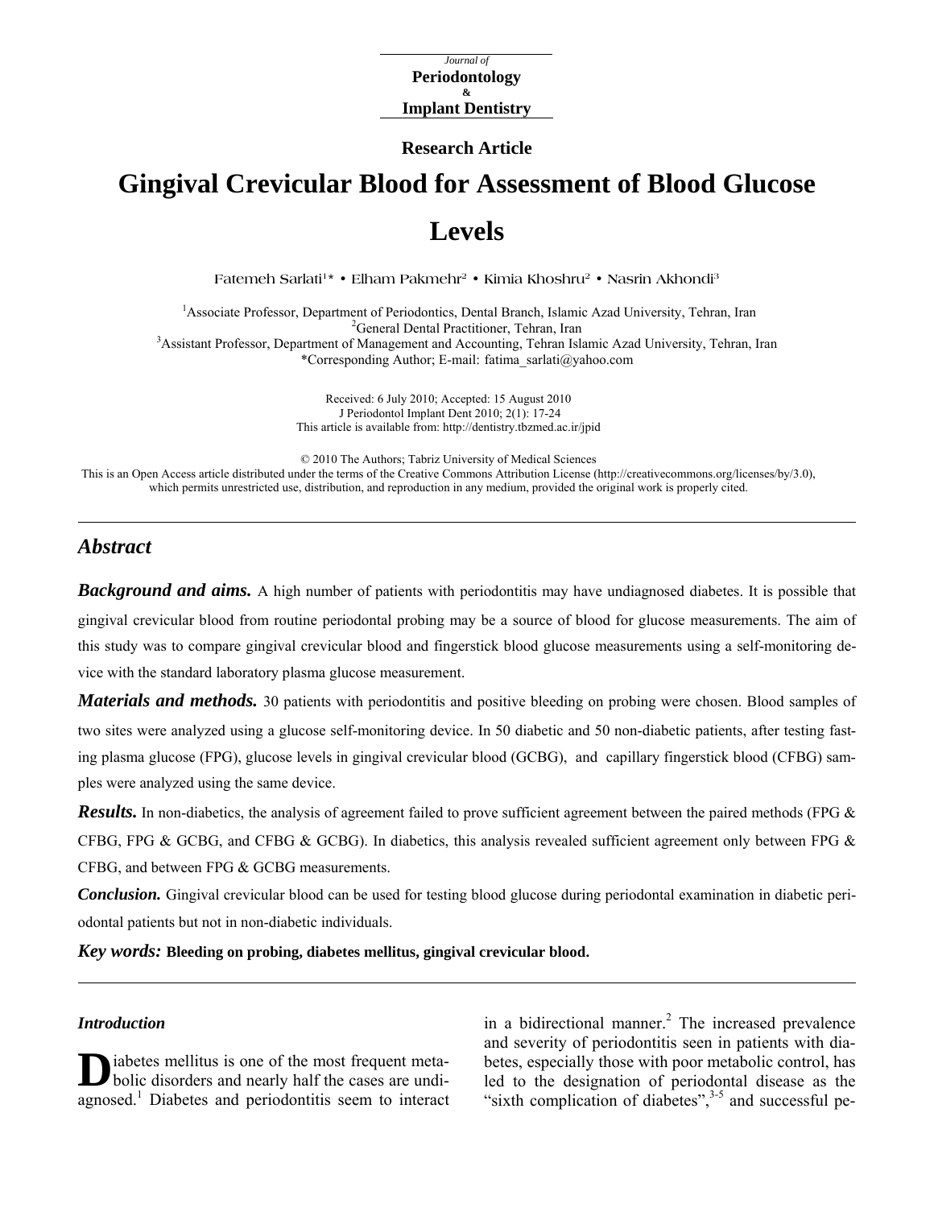Journal of
**Periodontology**
&
**Implant Dentistry**

**Research Article**

# Gingival Crevicular Blood for Assessment of Blood Glucose Levels

Fatemeh Sarlati[1]* • Elham Pakmehr[2] • Kimia Khoshru[2] • Nasrin Akhondi[3]

[1]Associate Professor, Department of Periodontics, Dental Branch, Islamic Azad University, Tehran, Iran
[2]General Dental Practitioner, Tehran, Iran
[3]Assistant Professor, Department of Management and Accounting, Tehran Islamic Azad University, Tehran, Iran
*Corresponding Author; E-mail: fatima_sarlati@yahoo.com

Received: 6 July 2010; Accepted: 15 August 2010
J Periodontol Implant Dent 2010; 2(1): 17-24
This article is available from: http://dentistry.tbzmed.ac.ir/jpid

© 2010 The Authors; Tabriz University of Medical Sciences
This is an Open Access article distributed under the terms of the Creative Commons Attribution License (http://creativecommons.org/licenses/by/3.0), which permits unrestricted use, distribution, and reproduction in any medium, provided the original work is properly cited.

---

## *Abstract*

***Background and aims.*** A high number of patients with periodontitis may have undiagnosed diabetes. It is possible that gingival crevicular blood from routine periodontal probing may be a source of blood for glucose measurements. The aim of this study was to compare gingival crevicular blood and fingerstick blood glucose measurements using a self-monitoring device with the standard laboratory plasma glucose measurement.

***Materials and methods.*** 30 patients with periodontitis and positive bleeding on probing were chosen. Blood samples of two sites were analyzed using a glucose self-monitoring device. In 50 diabetic and 50 non-diabetic patients, after testing fasting plasma glucose (FPG), glucose levels in gingival crevicular blood (GCBG), and capillary fingerstick blood (CFBG) samples were analyzed using the same device.

***Results.*** In non-diabetics, the analysis of agreement failed to prove sufficient agreement between the paired methods (FPG & CFBG, FPG & GCBG, and CFBG & GCBG). In diabetics, this analysis revealed sufficient agreement only between FPG & CFBG, and between FPG & GCBG measurements.

***Conclusion.*** Gingival crevicular blood can be used for testing blood glucose during periodontal examination in diabetic periodontal patients but not in non-diabetic individuals.

***Key words:*** **Bleeding on probing, diabetes mellitus, gingival crevicular blood.**

---

### *Introduction*

Diabetes mellitus is one of the most frequent metabolic disorders and nearly half the cases are undiagnosed.[1] Diabetes and periodontitis seem to interact in a bidirectional manner.[2] The increased prevalence and severity of periodontitis seen in patients with diabetes, especially those with poor metabolic control, has led to the designation of periodontal disease as the "sixth complication of diabetes",[3-5] and successful pe-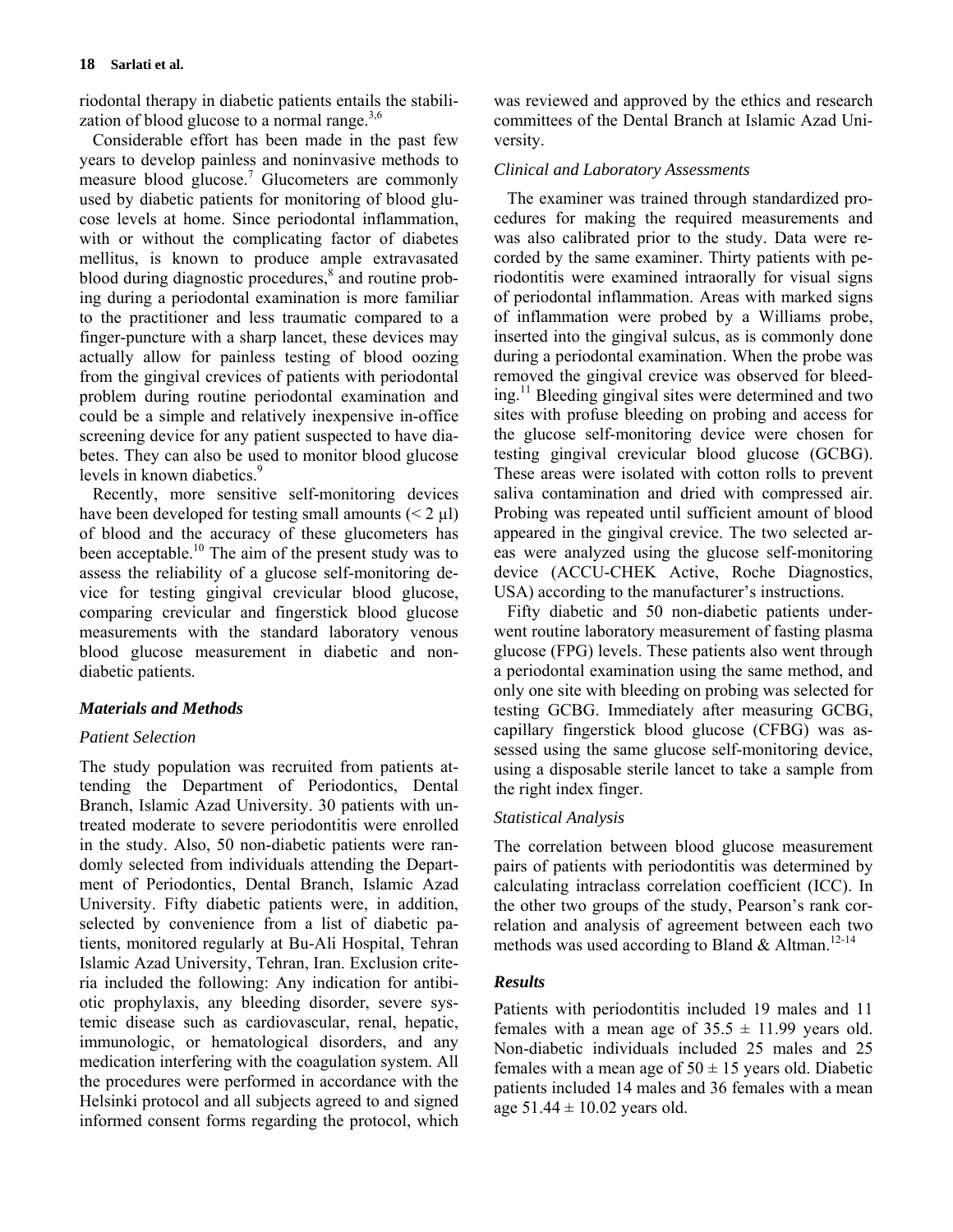riodontal therapy in diabetic patients entails the stabilization of blood glucose to a normal range.[3,6]

Considerable effort has been made in the past few years to develop painless and noninvasive methods to measure blood glucose.[7] Glucometers are commonly used by diabetic patients for monitoring of blood glucose levels at home. Since periodontal inflammation, with or without the complicating factor of diabetes mellitus, is known to produce ample extravasated blood during diagnostic procedures,[8] and routine probing during a periodontal examination is more familiar to the practitioner and less traumatic compared to a finger-puncture with a sharp lancet, these devices may actually allow for painless testing of blood oozing from the gingival crevices of patients with periodontal problem during routine periodontal examination and could be a simple and relatively inexpensive in-office screening device for any patient suspected to have diabetes. They can also be used to monitor blood glucose levels in known diabetics.[9]

Recently, more sensitive self-monitoring devices have been developed for testing small amounts (< 2 μl) of blood and the accuracy of these glucometers has been acceptable.[10] The aim of the present study was to assess the reliability of a glucose self-monitoring device for testing gingival crevicular blood glucose, comparing crevicular and fingerstick blood glucose measurements with the standard laboratory venous blood glucose measurement in diabetic and non-diabetic patients.

## *Materials and Methods*

### *Patient Selection*

The study population was recruited from patients attending the Department of Periodontics, Dental Branch, Islamic Azad University. 30 patients with untreated moderate to severe periodontitis were enrolled in the study. Also, 50 non-diabetic patients were randomly selected from individuals attending the Department of Periodontics, Dental Branch, Islamic Azad University. Fifty diabetic patients were, in addition, selected by convenience from a list of diabetic patients, monitored regularly at Bu-Ali Hospital, Tehran Islamic Azad University, Tehran, Iran. Exclusion criteria included the following: Any indication for antibiotic prophylaxis, any bleeding disorder, severe systemic disease such as cardiovascular, renal, hepatic, immunologic, or hematological disorders, and any medication interfering with the coagulation system. All the procedures were performed in accordance with the Helsinki protocol and all subjects agreed to and signed informed consent forms regarding the protocol, which was reviewed and approved by the ethics and research committees of the Dental Branch at Islamic Azad University.

### *Clinical and Laboratory Assessments*

The examiner was trained through standardized procedures for making the required measurements and was also calibrated prior to the study. Data were recorded by the same examiner. Thirty patients with periodontitis were examined intraorally for visual signs of periodontal inflammation. Areas with marked signs of inflammation were probed by a Williams probe, inserted into the gingival sulcus, as is commonly done during a periodontal examination. When the probe was removed the gingival crevice was observed for bleeding.[11] Bleeding gingival sites were determined and two sites with profuse bleeding on probing and access for the glucose self-monitoring device were chosen for testing gingival crevicular blood glucose (GCBG). These areas were isolated with cotton rolls to prevent saliva contamination and dried with compressed air. Probing was repeated until sufficient amount of blood appeared in the gingival crevice. The two selected areas were analyzed using the glucose self-monitoring device (ACCU-CHEK Active, Roche Diagnostics, USA) according to the manufacturer's instructions.

Fifty diabetic and 50 non-diabetic patients underwent routine laboratory measurement of fasting plasma glucose (FPG) levels. These patients also went through a periodontal examination using the same method, and only one site with bleeding on probing was selected for testing GCBG. Immediately after measuring GCBG, capillary fingerstick blood glucose (CFBG) was assessed using the same glucose self-monitoring device, using a disposable sterile lancet to take a sample from the right index finger.

### *Statistical Analysis*

The correlation between blood glucose measurement pairs of patients with periodontitis was determined by calculating intraclass correlation coefficient (ICC). In the other two groups of the study, Pearson's rank correlation and analysis of agreement between each two methods was used according to Bland & Altman.[12-14]

## *Results*

Patients with periodontitis included 19 males and 11 females with a mean age of 35.5 ± 11.99 years old. Non-diabetic individuals included 25 males and 25 females with a mean age of 50 ± 15 years old. Diabetic patients included 14 males and 36 females with a mean age 51.44 ± 10.02 years old.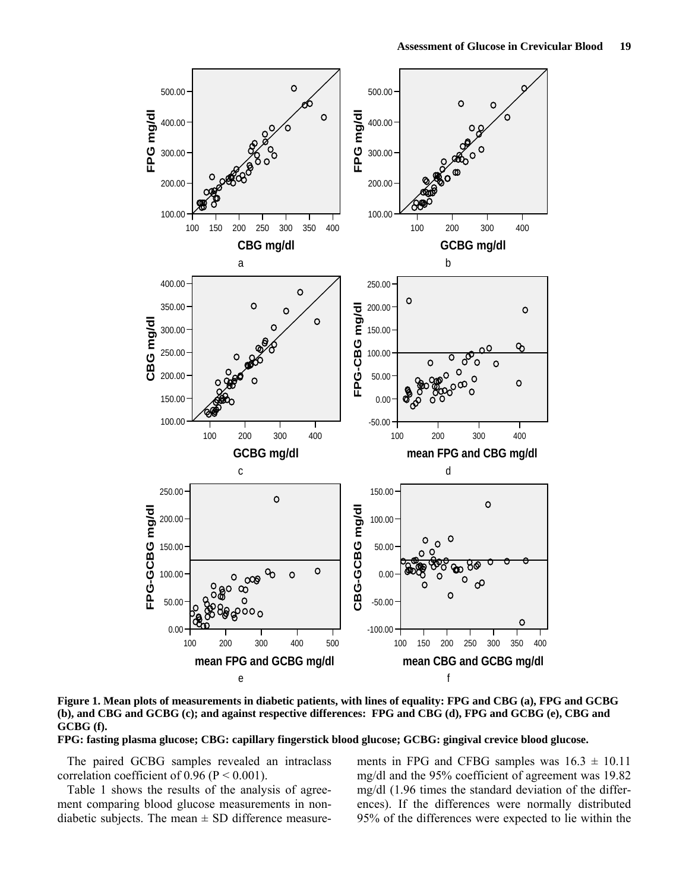**Figure 1. Mean plots of measurements in diabetic patients, with lines of equality: FPG and CBG (a), FPG and GCBG (b), and CBG and GCBG (c); and against respective differences: FPG and CBG (d), FPG and GCBG (e), CBG and GCBG (f).**

**FPG: fasting plasma glucose; CBG: capillary fingerstick blood glucose; GCBG: gingival crevice blood glucose.**

The paired GCBG samples revealed an intraclass correlation coefficient of 0.96 ($P < 0.001$).

Table 1 shows the results of the analysis of agreement comparing blood glucose measurements in non-diabetic subjects. The mean ± SD difference measurements in FPG and CFBG samples was 16.3 ± 10.11 mg/dl and the 95% coefficient of agreement was 19.82 mg/dl (1.96 times the standard deviation of the differences). If the differences were normally distributed 95% of the differences were expected to lie within the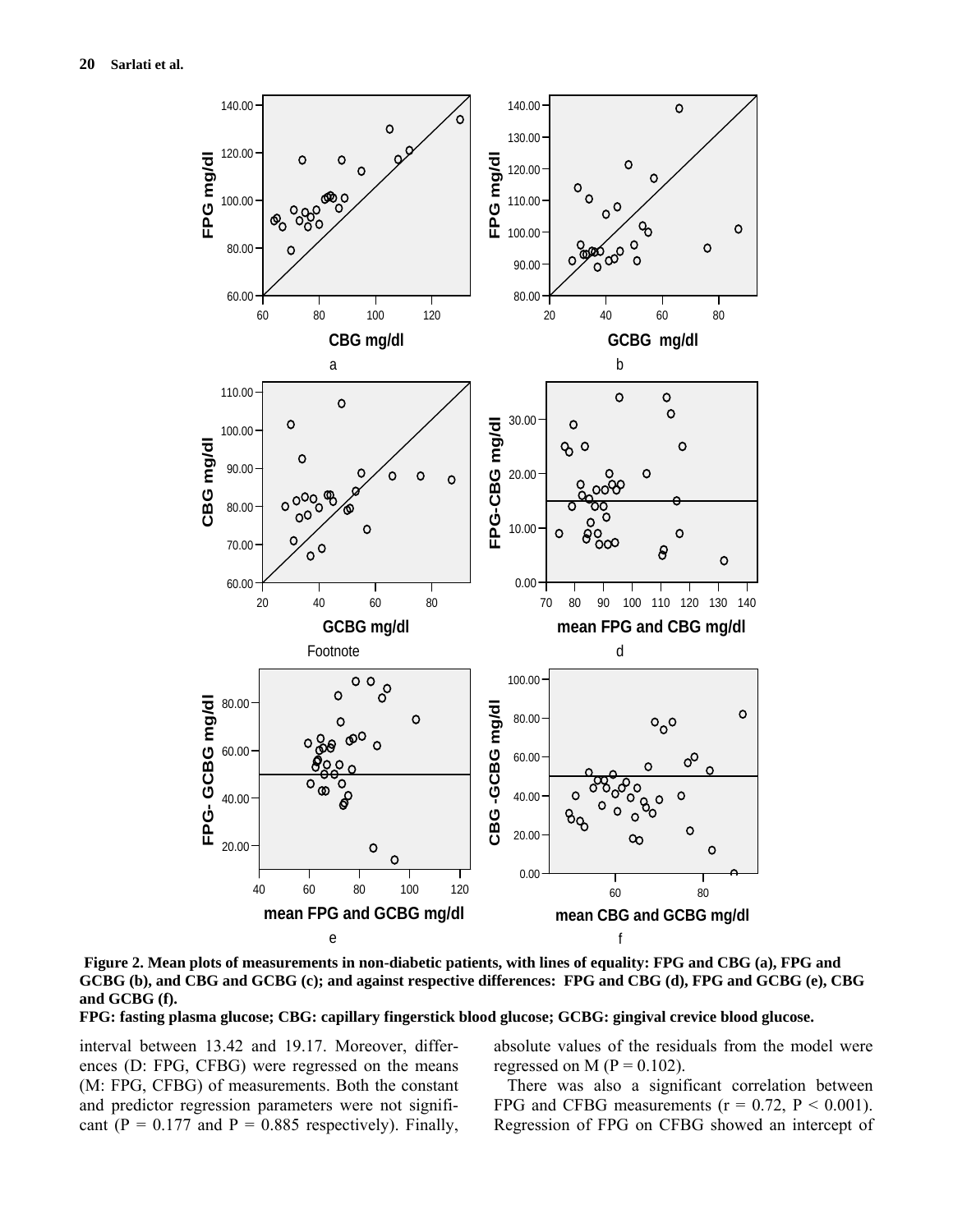**Figure 2. Mean plots of measurements in non-diabetic patients, with lines of equality: FPG and CBG (a), FPG and GCBG (b), and CBG and GCBG (c); and against respective differences: FPG and CBG (d), FPG and GCBG (e), CBG and GCBG (f).**

**FPG: fasting plasma glucose; CBG: capillary fingerstick blood glucose; GCBG: gingival crevice blood glucose.**

interval between 13.42 and 19.17. Moreover, differences (D: FPG, CFBG) were regressed on the means (M: FPG, CFBG) of measurements. Both the constant and predictor regression parameters were not significant ($P = 0.177$ and $P = 0.885$ respectively). Finally, absolute values of the residuals from the model were regressed on M ($P = 0.102$).

There was also a significant correlation between FPG and CFBG measurements ($r = 0.72$, $P < 0.001$). Regression of FPG on CFBG showed an intercept of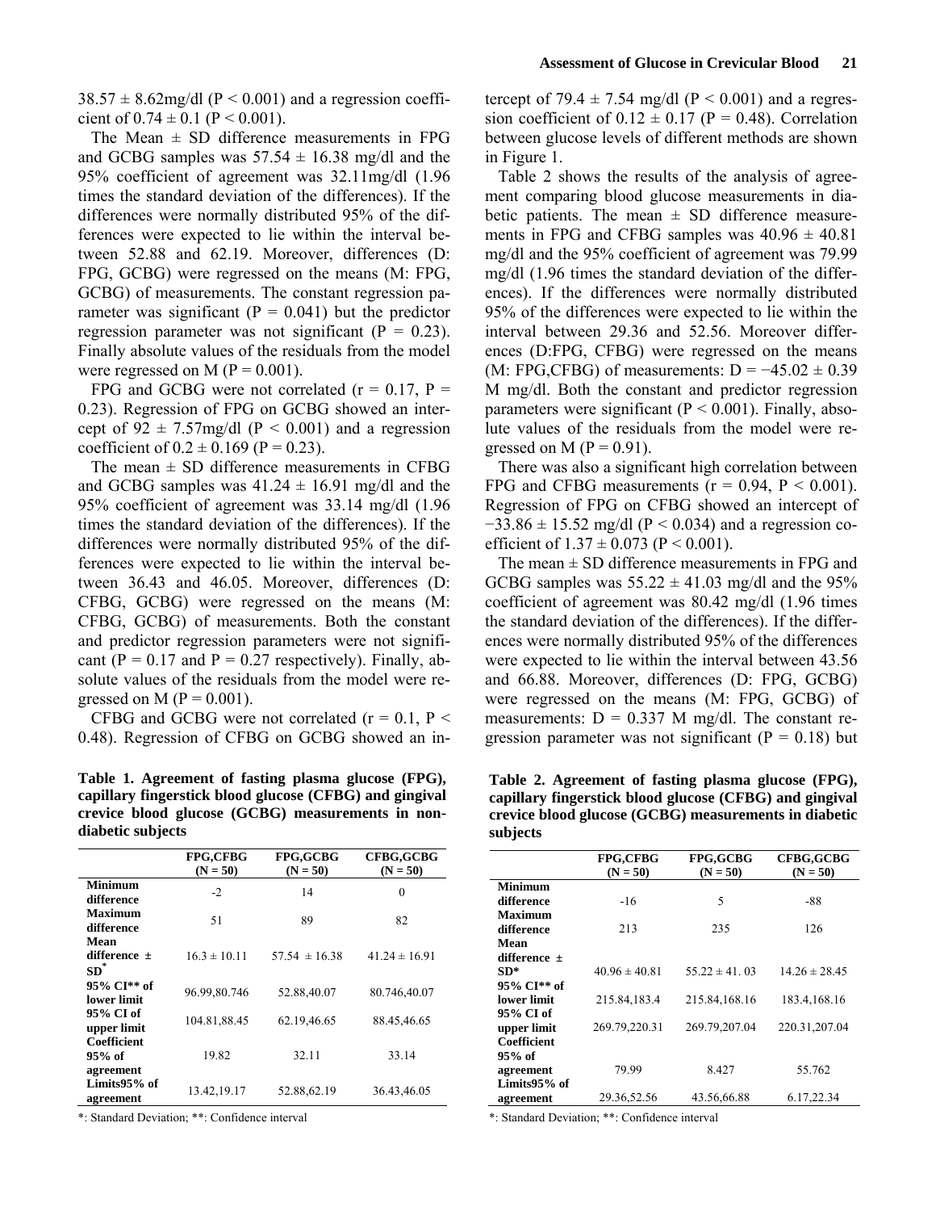$38.57 \pm 8.62$mg/dl ($P < 0.001$) and a regression coefficient of $0.74 \pm 0.1$ ($P < 0.001$).

The Mean ± SD difference measurements in FPG and GCBG samples was $57.54 \pm 16.38$ mg/dl and the 95% coefficient of agreement was 32.11mg/dl (1.96 times the standard deviation of the differences). If the differences were normally distributed 95% of the differences were expected to lie within the interval between 52.88 and 62.19. Moreover, differences (D: FPG, GCBG) were regressed on the means (M: FPG, GCBG) of measurements. The constant regression parameter was significant ($P = 0.041$) but the predictor regression parameter was not significant ($P = 0.23$). Finally absolute values of the residuals from the model were regressed on M ($P = 0.001$).

FPG and GCBG were not correlated ($r = 0.17$, $P = 0.23$). Regression of FPG on GCBG showed an intercept of $92 \pm 7.57$mg/dl ($P < 0.001$) and a regression coefficient of $0.2 \pm 0.169$ ($P = 0.23$).

The mean ± SD difference measurements in CFBG and GCBG samples was $41.24 \pm 16.91$ mg/dl and the 95% coefficient of agreement was 33.14 mg/dl (1.96 times the standard deviation of the differences). If the differences were normally distributed 95% of the differences were expected to lie within the interval between 36.43 and 46.05. Moreover, differences (D: CFBG, GCBG) were regressed on the means (M: CFBG, GCBG) of measurements. Both the constant and predictor regression parameters were not significant ($P = 0.17$ and $P = 0.27$ respectively). Finally, absolute values of the residuals from the model were regressed on M ($P = 0.001$).

CFBG and GCBG were not correlated ($r = 0.1$, $P < 0.48$). Regression of CFBG on GCBG showed an intercept of $79.4 \pm 7.54$ mg/dl ($P < 0.001$) and a regression coefficient of $0.12 \pm 0.17$ ($P = 0.48$). Correlation between glucose levels of different methods are shown in Figure 1.

Table 2 shows the results of the analysis of agreement comparing blood glucose measurements in diabetic patients. The mean ± SD difference measurements in FPG and CFBG samples was $40.96 \pm 40.81$ mg/dl and the 95% coefficient of agreement was 79.99 mg/dl (1.96 times the standard deviation of the differences). If the differences were normally distributed 95% of the differences were expected to lie within the interval between 29.36 and 52.56. Moreover differences (D:FPG, CFBG) were regressed on the means (M: FPG,CFBG) of measurements: $D = -45.02 \pm 0.39$ M mg/dl. Both the constant and predictor regression parameters were significant ($P < 0.001$). Finally, absolute values of the residuals from the model were regressed on M ($P = 0.91$).

There was also a significant high correlation between FPG and CFBG measurements ($r = 0.94$, $P < 0.001$). Regression of FPG on CFBG showed an intercept of $-33.86 \pm 15.52$ mg/dl ($P < 0.034$) and a regression coefficient of $1.37 \pm 0.073$ ($P < 0.001$).

The mean ± SD difference measurements in FPG and GCBG samples was $55.22 \pm 41.03$ mg/dl and the 95% coefficient of agreement was 80.42 mg/dl (1.96 times the standard deviation of the differences). If the differences were normally distributed 95% of the differences were expected to lie within the interval between 43.56 and 66.88. Moreover, differences (D: FPG, GCBG) were regressed on the means (M: FPG, GCBG) of measurements: $D = 0.337$ M mg/dl. The constant regression parameter was not significant ($P = 0.18$) but

**Table 1. Agreement of fasting plasma glucose (FPG), capillary fingerstick blood glucose (CFBG) and gingival crevice blood glucose (GCBG) measurements in non-diabetic subjects**

| | FPG,CFBG (N = 50) | FPG,GCBG (N = 50) | CFBG,GCBG (N = 50) |
|---|---|---|---|
| **Minimum difference** | -2 | 14 | 0 |
| **Maximum difference** | 51 | 89 | 82 |
| **Mean difference ± SD*** | 16.3 ± 10.11 | 57.54 ± 16.38 | 41.24 ± 16.91 |
| **95% CI** of lower limit** | 96.99,80.746 | 52.88,40.07 | 80.746,40.07 |
| **95% CI of upper limit** | 104.81,88.45 | 62.19,46.65 | 88.45,46.65 |
| **Coefficient 95% of agreement** | 19.82 | 32.11 | 33.14 |
| **Limits95% of agreement** | 13.42,19.17 | 52.88,62.19 | 36.43,46.05 |

*: Standard Deviation; **: Confidence interval

**Table 2. Agreement of fasting plasma glucose (FPG), capillary fingerstick blood glucose (CFBG) and gingival crevice blood glucose (GCBG) measurements in diabetic subjects**

| | FPG,CFBG (N = 50) | FPG,GCBG (N = 50) | CFBG,GCBG (N = 50) |
|---|---|---|---|
| **Minimum difference** | -16 | 5 | -88 |
| **Maximum difference** | 213 | 235 | 126 |
| **Mean difference ± SD*** | 40.96 ± 40.81 | 55.22 ± 41. 03 | 14.26 ± 28.45 |
| **95% CI** of lower limit** | 215.84,183.4 | 215.84,168.16 | 183.4,168.16 |
| **95% CI of upper limit** | 269.79,220.31 | 269.79,207.04 | 220.31,207.04 |
| **Coefficient 95% of agreement** | 79.99 | 8.427 | 55.762 |
| **Limits95% of agreement** | 29.36,52.56 | 43.56,66.88 | 6.17,22.34 |

*: Standard Deviation; **: Confidence interval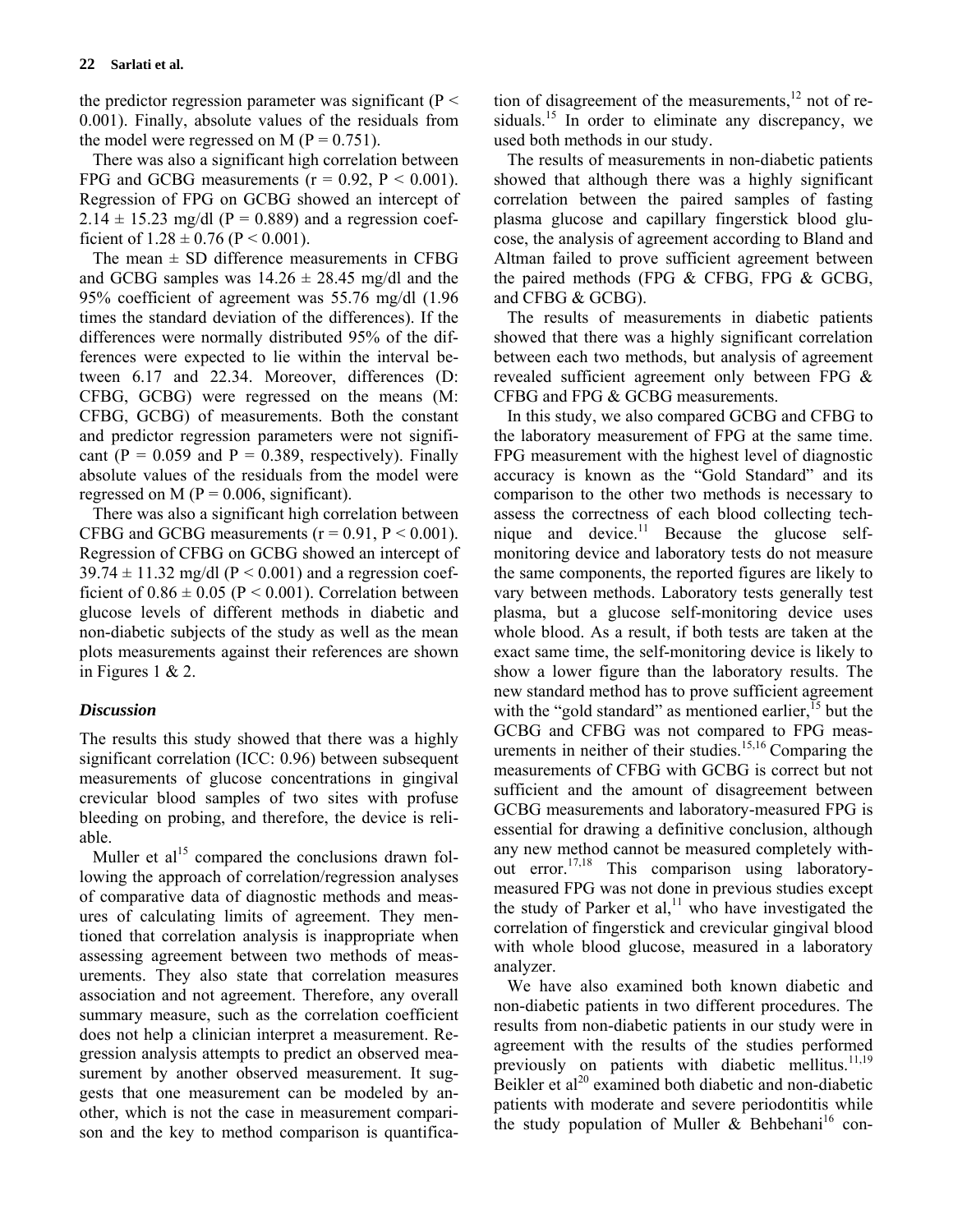the predictor regression parameter was significant ($P < 0.001$). Finally, absolute values of the residuals from the model were regressed on M ($P = 0.751$).

There was also a significant high correlation between FPG and GCBG measurements ($r = 0.92$, $P < 0.001$). Regression of FPG on GCBG showed an intercept of $2.14 \pm 15.23$ mg/dl ($P = 0.889$) and a regression coefficient of $1.28 \pm 0.76$ ($P < 0.001$).

The mean ± SD difference measurements in CFBG and GCBG samples was $14.26 \pm 28.45$ mg/dl and the 95% coefficient of agreement was 55.76 mg/dl (1.96 times the standard deviation of the differences). If the differences were normally distributed 95% of the differences were expected to lie within the interval between 6.17 and 22.34. Moreover, differences (D: CFBG, GCBG) were regressed on the means (M: CFBG, GCBG) of measurements. Both the constant and predictor regression parameters were not significant ($P = 0.059$ and $P = 0.389$, respectively). Finally absolute values of the residuals from the model were regressed on M ($P = 0.006$, significant).

There was also a significant high correlation between CFBG and GCBG measurements ($r = 0.91$, $P < 0.001$). Regression of CFBG on GCBG showed an intercept of $39.74 \pm 11.32$ mg/dl ($P < 0.001$) and a regression coefficient of $0.86 \pm 0.05$ ($P < 0.001$). Correlation between glucose levels of different methods in diabetic and non-diabetic subjects of the study as well as the mean plots measurements against their references are shown in Figures 1 & 2.

### *Discussion*

The results this study showed that there was a highly significant correlation (ICC: 0.96) between subsequent measurements of glucose concentrations in gingival crevicular blood samples of two sites with profuse bleeding on probing, and therefore, the device is reliable.

Muller et al[15] compared the conclusions drawn following the approach of correlation/regression analyses of comparative data of diagnostic methods and measures of calculating limits of agreement. They mentioned that correlation analysis is inappropriate when assessing agreement between two methods of measurements. They also state that correlation measures association and not agreement. Therefore, any overall summary measure, such as the correlation coefficient does not help a clinician interpret a measurement. Regression analysis attempts to predict an observed measurement by another observed measurement. It suggests that one measurement can be modeled by another, which is not the case in measurement comparison and the key to method comparison is quantification of disagreement of the measurements,[12] not of residuals.[15] In order to eliminate any discrepancy, we used both methods in our study.

The results of measurements in non-diabetic patients showed that although there was a highly significant correlation between the paired samples of fasting plasma glucose and capillary fingerstick blood glucose, the analysis of agreement according to Bland and Altman failed to prove sufficient agreement between the paired methods (FPG & CFBG, FPG & GCBG, and CFBG & GCBG).

The results of measurements in diabetic patients showed that there was a highly significant correlation between each two methods, but analysis of agreement revealed sufficient agreement only between FPG & CFBG and FPG & GCBG measurements.

In this study, we also compared GCBG and CFBG to the laboratory measurement of FPG at the same time. FPG measurement with the highest level of diagnostic accuracy is known as the "Gold Standard" and its comparison to the other two methods is necessary to assess the correctness of each blood collecting technique and device.[11] Because the glucose self-monitoring device and laboratory tests do not measure the same components, the reported figures are likely to vary between methods. Laboratory tests generally test plasma, but a glucose self-monitoring device uses whole blood. As a result, if both tests are taken at the exact same time, the self-monitoring device is likely to show a lower figure than the laboratory results. The new standard method has to prove sufficient agreement with the "gold standard" as mentioned earlier,[15] but the GCBG and CFBG was not compared to FPG measurements in neither of their studies.[15,16] Comparing the measurements of CFBG with GCBG is correct but not sufficient and the amount of disagreement between GCBG measurements and laboratory-measured FPG is essential for drawing a definitive conclusion, although any new method cannot be measured completely without error.[17,18] This comparison using laboratory-measured FPG was not done in previous studies except the study of Parker et al,[11] who have investigated the correlation of fingerstick and crevicular gingival blood with whole blood glucose, measured in a laboratory analyzer.

We have also examined both known diabetic and non-diabetic patients in two different procedures. The results from non-diabetic patients in our study were in agreement with the results of the studies performed previously on patients with diabetic mellitus.[11,19] Beikler et al[20] examined both diabetic and non-diabetic patients with moderate and severe periodontitis while the study population of Muller & Behbehani[16] con-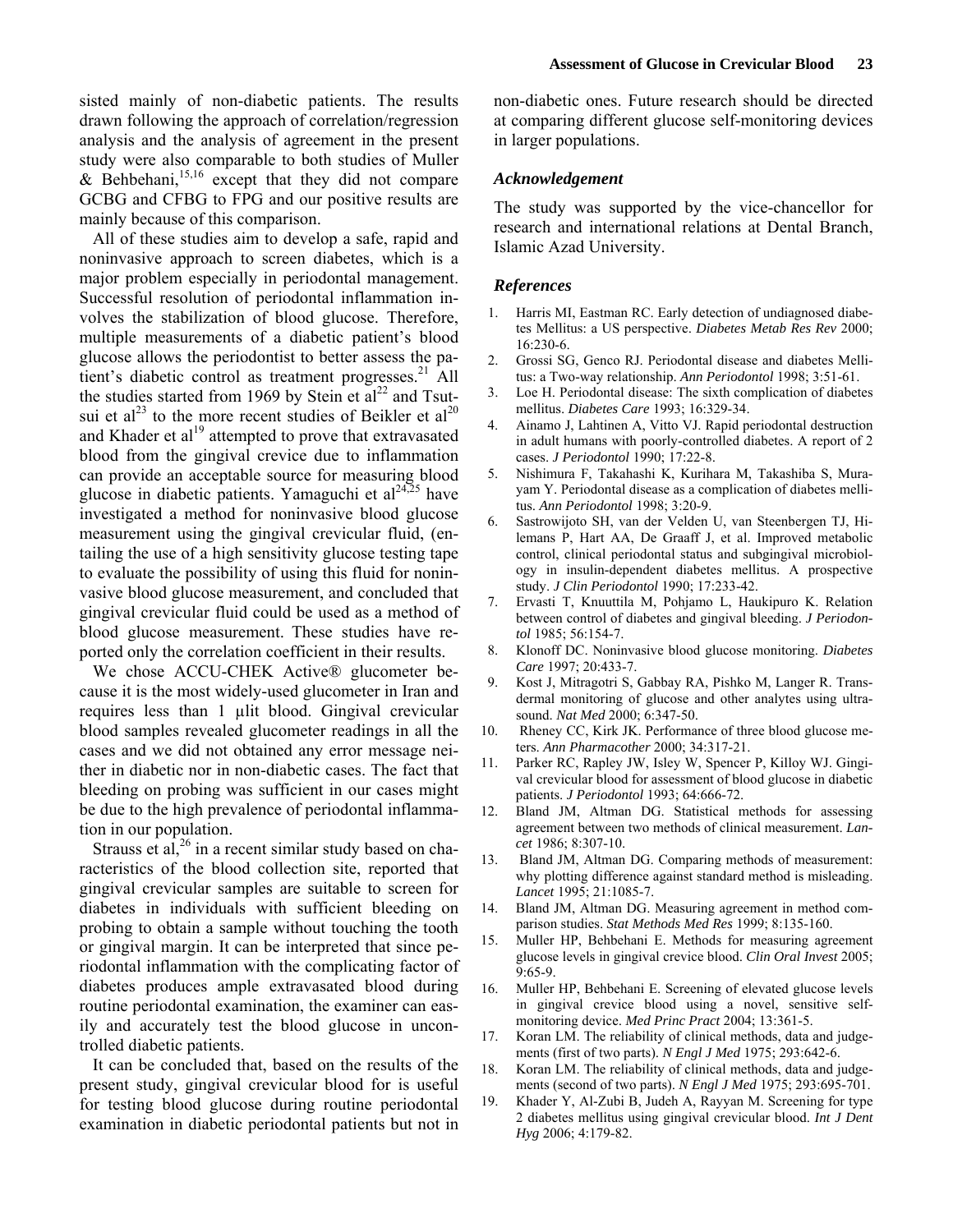sisted mainly of non-diabetic patients. The results drawn following the approach of correlation/regression analysis and the analysis of agreement in the present study were also comparable to both studies of Muller & Behbehani,[15,16] except that they did not compare GCBG and CFBG to FPG and our positive results are mainly because of this comparison.

All of these studies aim to develop a safe, rapid and noninvasive approach to screen diabetes, which is a major problem especially in periodontal management. Successful resolution of periodontal inflammation involves the stabilization of blood glucose. Therefore, multiple measurements of a diabetic patient's blood glucose allows the periodontist to better assess the patient's diabetic control as treatment progresses.[21] All the studies started from 1969 by Stein et al[22] and Tsutsui et al[23] to the more recent studies of Beikler et al[20] and Khader et al[19] attempted to prove that extravasated blood from the gingival crevice due to inflammation can provide an acceptable source for measuring blood glucose in diabetic patients. Yamaguchi et al[24,25] have investigated a method for noninvasive blood glucose measurement using the gingival crevicular fluid, (entailing the use of a high sensitivity glucose testing tape to evaluate the possibility of using this fluid for noninvasive blood glucose measurement, and concluded that gingival crevicular fluid could be used as a method of blood glucose measurement. These studies have reported only the correlation coefficient in their results.

We chose ACCU-CHEK Active® glucometer because it is the most widely-used glucometer in Iran and requires less than 1 μlit blood. Gingival crevicular blood samples revealed glucometer readings in all the cases and we did not obtained any error message neither in diabetic nor in non-diabetic cases. The fact that bleeding on probing was sufficient in our cases might be due to the high prevalence of periodontal inflammation in our population.

Strauss et al,[26] in a recent similar study based on characteristics of the blood collection site, reported that gingival crevicular samples are suitable to screen for diabetes in individuals with sufficient bleeding on probing to obtain a sample without touching the tooth or gingival margin. It can be interpreted that since periodontal inflammation with the complicating factor of diabetes produces ample extravasated blood during routine periodontal examination, the examiner can easily and accurately test the blood glucose in uncontrolled diabetic patients.

It can be concluded that, based on the results of the present study, gingival crevicular blood for is useful for testing blood glucose during routine periodontal examination in diabetic periodontal patients but not in non-diabetic ones. Future research should be directed at comparing different glucose self-monitoring devices in larger populations.

### *Acknowledgement*

The study was supported by the vice-chancellor for research and international relations at Dental Branch, Islamic Azad University.

### *References*

1. Harris MI, Eastman RC. Early detection of undiagnosed diabetes Mellitus: a US perspective. *Diabetes Metab Res Rev* 2000; 16:230-6.
2. Grossi SG, Genco RJ. Periodontal disease and diabetes Mellitus: a Two-way relationship. *Ann Periodontol* 1998; 3:51-61.
3. Loe H. Periodontal disease: The sixth complication of diabetes mellitus. *Diabetes Care* 1993; 16:329-34.
4. Ainamo J, Lahtinen A, Vitto VJ. Rapid periodontal destruction in adult humans with poorly-controlled diabetes. A report of 2 cases. *J Periodontol* 1990; 17:22-8.
5. Nishimura F, Takahashi K, Kurihara M, Takashiba S, Murayam Y. Periodontal disease as a complication of diabetes mellitus. *Ann Periodontol* 1998; 3:20-9.
6. Sastrowijoto SH, van der Velden U, van Steenbergen TJ, Hilemans P, Hart AA, De Graaff J, et al. Improved metabolic control, clinical periodontal status and subgingival microbiology in insulin-dependent diabetes mellitus. A prospective study. *J Clin Periodontol* 1990; 17:233-42.
7. Ervasti T, Knuuttila M, Pohjamo L, Haukipuro K. Relation between control of diabetes and gingival bleeding. *J Periodontol* 1985; 56:154-7.
8. Klonoff DC. Noninvasive blood glucose monitoring. *Diabetes Care* 1997; 20:433-7.
9. Kost J, Mitragotri S, Gabbay RA, Pishko M, Langer R. Transdermal monitoring of glucose and other analytes using ultrasound. *Nat Med* 2000; 6:347-50.
10. Rheney CC, Kirk JK. Performance of three blood glucose meters. *Ann Pharmacother* 2000; 34:317-21.
11. Parker RC, Rapley JW, Isley W, Spencer P, Killoy WJ. Gingival crevicular blood for assessment of blood glucose in diabetic patients. *J Periodontol* 1993; 64:666-72.
12. Bland JM, Altman DG. Statistical methods for assessing agreement between two methods of clinical measurement. *Lancet* 1986; 8:307-10.
13. Bland JM, Altman DG. Comparing methods of measurement: why plotting difference against standard method is misleading. *Lancet* 1995; 21:1085-7.
14. Bland JM, Altman DG. Measuring agreement in method comparison studies. *Stat Methods Med Res* 1999; 8:135-160.
15. Muller HP, Behbehani E. Methods for measuring agreement glucose levels in gingival crevice blood. *Clin Oral Invest* 2005; 9:65-9.
16. Muller HP, Behbehani E. Screening of elevated glucose levels in gingival crevice blood using a novel, sensitive self-monitoring device. *Med Princ Pract* 2004; 13:361-5.
17. Koran LM. The reliability of clinical methods, data and judgements (first of two parts). *N Engl J Med* 1975; 293:642-6.
18. Koran LM. The reliability of clinical methods, data and judgements (second of two parts). *N Engl J Med* 1975; 293:695-701.
19. Khader Y, Al-Zubi B, Judeh A, Rayyan M. Screening for type 2 diabetes mellitus using gingival crevicular blood. *Int J Dent Hyg* 2006; 4:179-82.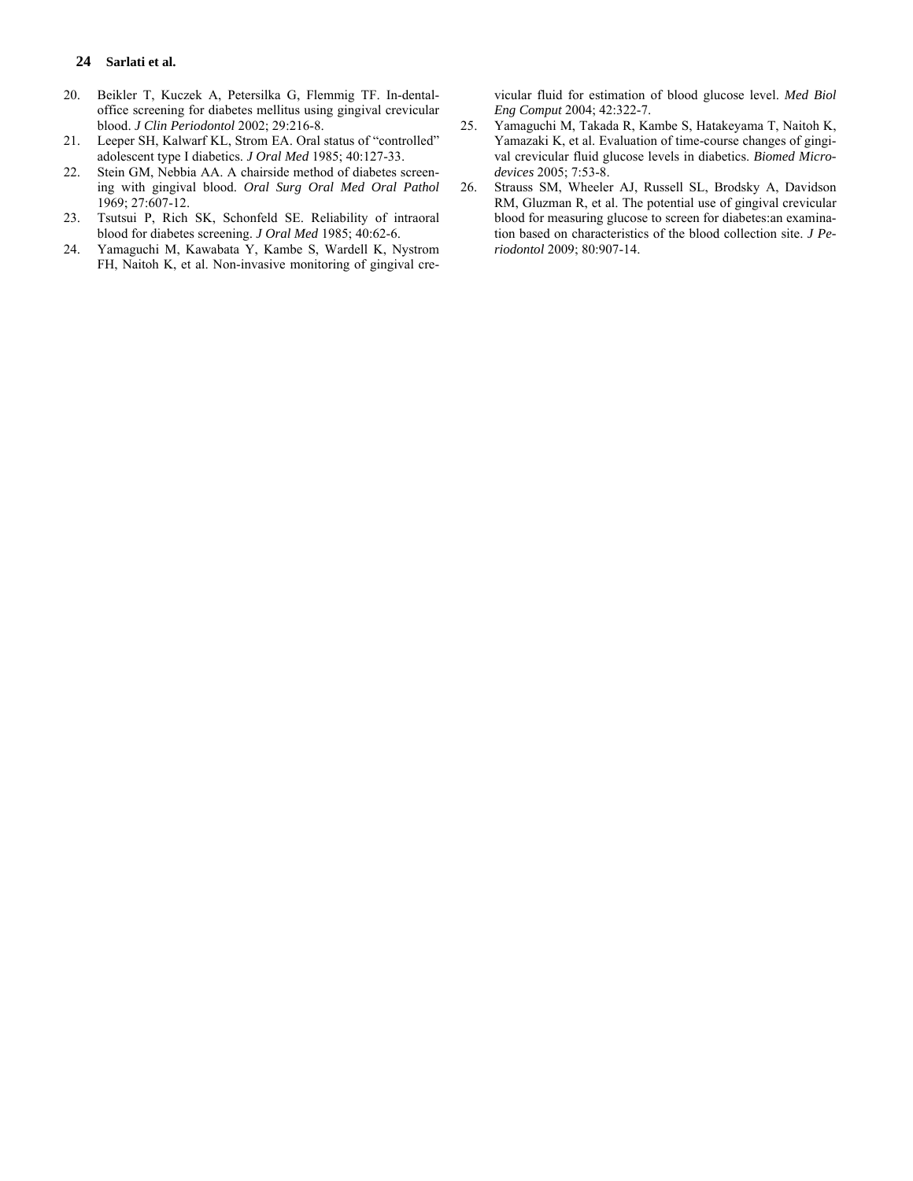20. Beikler T, Kuczek A, Petersilka G, Flemmig TF. In-dental-office screening for diabetes mellitus using gingival crevicular blood. *J Clin Periodontol* 2002; 29:216-8.
21. Leeper SH, Kalwarf KL, Strom EA. Oral status of "controlled" adolescent type I diabetics. *J Oral Med* 1985; 40:127-33.
22. Stein GM, Nebbia AA. A chairside method of diabetes screening with gingival blood. *Oral Surg Oral Med Oral Pathol* 1969; 27:607-12.
23. Tsutsui P, Rich SK, Schonfeld SE. Reliability of intraoral blood for diabetes screening. *J Oral Med* 1985; 40:62-6.
24. Yamaguchi M, Kawabata Y, Kambe S, Wardell K, Nystrom FH, Naitoh K, et al. Non-invasive monitoring of gingival crevicular fluid for estimation of blood glucose level. *Med Biol Eng Comput* 2004; 42:322-7.
25. Yamaguchi M, Takada R, Kambe S, Hatakeyama T, Naitoh K, Yamazaki K, et al. Evaluation of time-course changes of gingival crevicular fluid glucose levels in diabetics. *Biomed Microdevices* 2005; 7:53-8.
26. Strauss SM, Wheeler AJ, Russell SL, Brodsky A, Davidson RM, Gluzman R, et al. The potential use of gingival crevicular blood for measuring glucose to screen for diabetes:an examination based on characteristics of the blood collection site. *J Periodontol* 2009; 80:907-14.